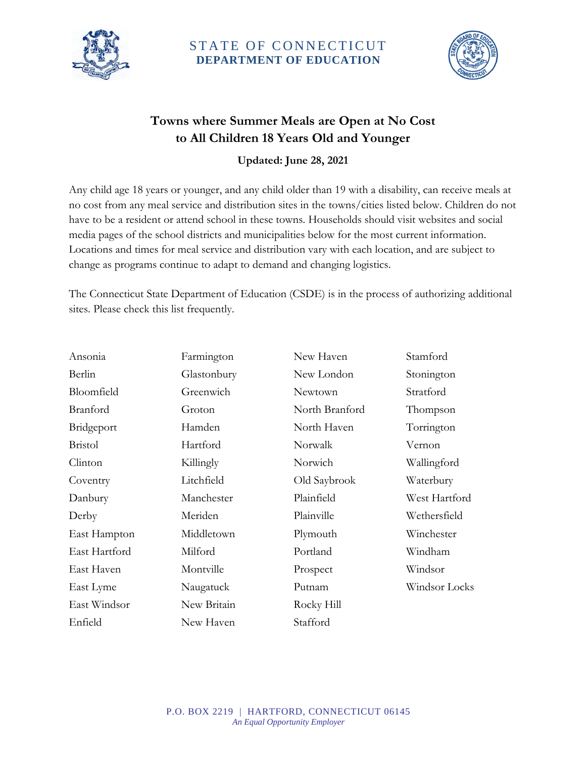STATE OF CONNECTICUT
**DEPARTMENT OF EDUCATION**

## Towns where Summer Meals are Open at No Cost to All Children 18 Years Old and Younger

**Updated: June 28, 2021**

Any child age 18 years or younger, and any child older than 19 with a disability, can receive meals at no cost from any meal service and distribution sites in the towns/cities listed below. Children do not have to be a resident or attend school in these towns. Households should visit websites and social media pages of the school districts and municipalities below for the most current information. Locations and times for meal service and distribution vary with each location, and are subject to change as programs continue to adapt to demand and changing logistics.

The Connecticut State Department of Education (CSDE) is in the process of authorizing additional sites. Please check this list frequently.

Ansonia
Berlin
Bloomfield
Branford
Bridgeport
Bristol
Clinton
Coventry
Danbury
Derby
East Hampton
East Hartford
East Haven
East Lyme
East Windsor
Enfield
Farmington
Glastonbury
Greenwich
Groton
Hamden
Hartford
Killingly
Litchfield
Manchester
Meriden
Middletown
Milford
Montville
Naugatuck
New Britain
New Haven
New Haven
New London
Newtown
North Branford
North Haven
Norwalk
Norwich
Old Saybrook
Plainfield
Plainville
Plymouth
Portland
Prospect
Putnam
Rocky Hill
Stafford
Stamford
Stonington
Stratford
Thompson
Torrington
Vernon
Wallingford
Waterbury
West Hartford
Wethersfield
Winchester
Windham
Windsor
Windsor Locks

P.O. BOX 2219 | HARTFORD, CONNECTICUT 06145
*An Equal Opportunity Employer*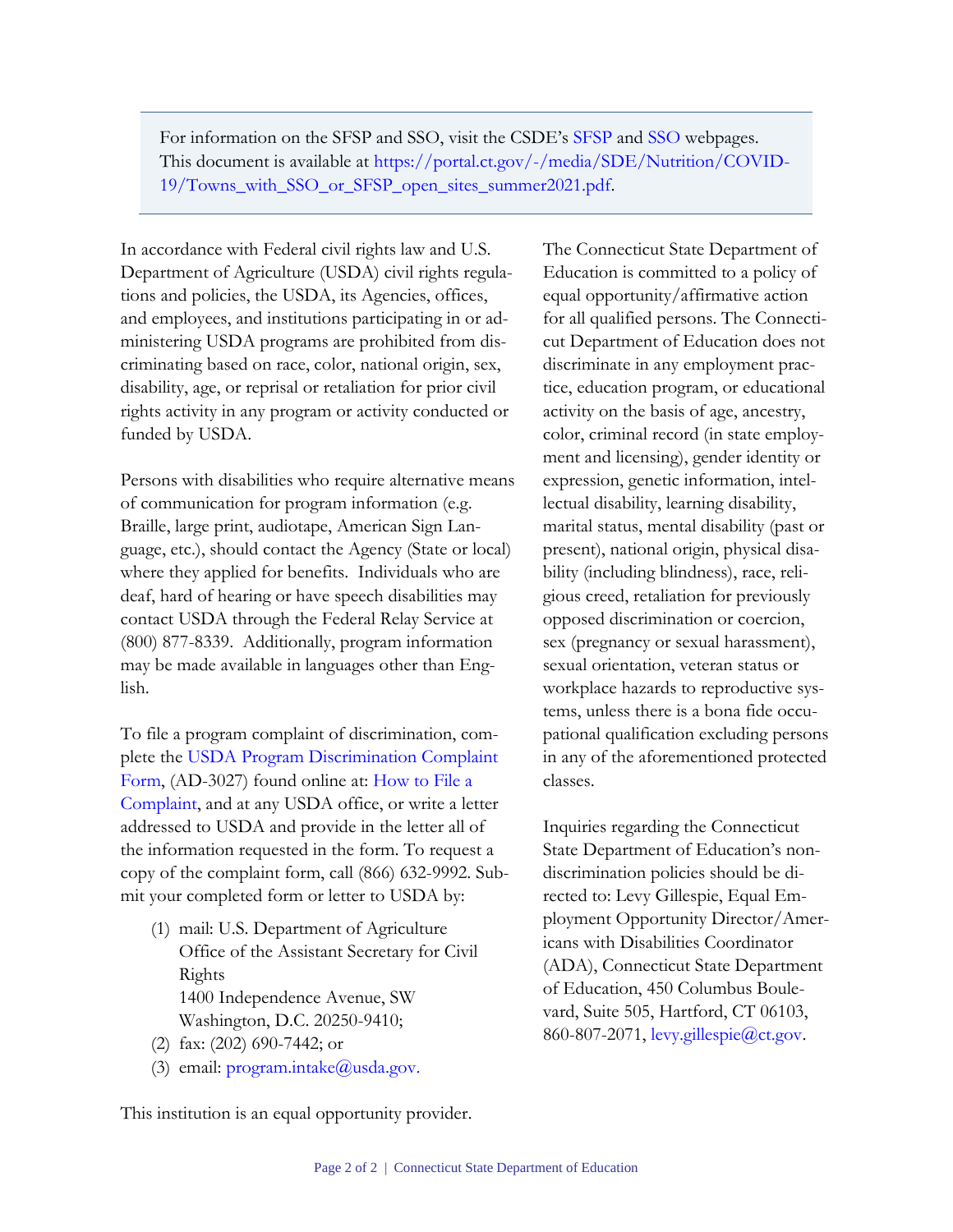For information on the SFSP and SSO, visit the CSDE's SFSP and SSO webpages. This document is available at https://portal.ct.gov/-/media/SDE/Nutrition/COVID-19/Towns_with_SSO_or_SFSP_open_sites_summer2021.pdf.

In accordance with Federal civil rights law and U.S. Department of Agriculture (USDA) civil rights regulations and policies, the USDA, its Agencies, offices, and employees, and institutions participating in or administering USDA programs are prohibited from discriminating based on race, color, national origin, sex, disability, age, or reprisal or retaliation for prior civil rights activity in any program or activity conducted or funded by USDA.

Persons with disabilities who require alternative means of communication for program information (e.g. Braille, large print, audiotape, American Sign Language, etc.), should contact the Agency (State or local) where they applied for benefits. Individuals who are deaf, hard of hearing or have speech disabilities may contact USDA through the Federal Relay Service at (800) 877-8339. Additionally, program information may be made available in languages other than English.

To file a program complaint of discrimination, complete the USDA Program Discrimination Complaint Form, (AD-3027) found online at: How to File a Complaint, and at any USDA office, or write a letter addressed to USDA and provide in the letter all of the information requested in the form. To request a copy of the complaint form, call (866) 632-9992. Submit your completed form or letter to USDA by:

(1) mail: U.S. Department of Agriculture
Office of the Assistant Secretary for Civil Rights
1400 Independence Avenue, SW
Washington, D.C. 20250-9410;
(2) fax: (202) 690-7442; or
(3) email: program.intake@usda.gov.

This institution is an equal opportunity provider.

The Connecticut State Department of Education is committed to a policy of equal opportunity/affirmative action for all qualified persons. The Connecticut Department of Education does not discriminate in any employment practice, education program, or educational activity on the basis of age, ancestry, color, criminal record (in state employment and licensing), gender identity or expression, genetic information, intellectual disability, learning disability, marital status, mental disability (past or present), national origin, physical disability (including blindness), race, religious creed, retaliation for previously opposed discrimination or coercion, sex (pregnancy or sexual harassment), sexual orientation, veteran status or workplace hazards to reproductive systems, unless there is a bona fide occupational qualification excluding persons in any of the aforementioned protected classes.

Inquiries regarding the Connecticut State Department of Education's nondiscrimination policies should be directed to: Levy Gillespie, Equal Employment Opportunity Director/Americans with Disabilities Coordinator (ADA), Connecticut State Department of Education, 450 Columbus Boulevard, Suite 505, Hartford, CT 06103, 860-807-2071, levy.gillespie@ct.gov.